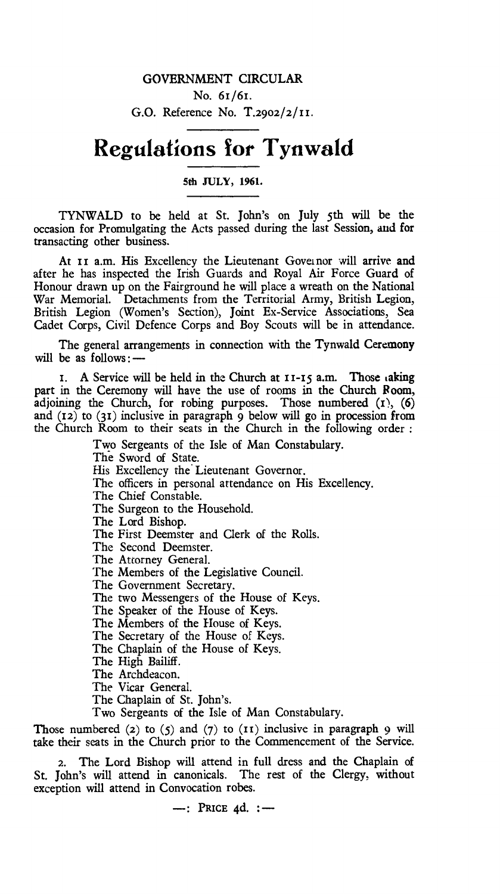GOVERNMENT CIRCULAR

No. 61/61.

G.O. Reference No. T.2902/2/11.

# Regulations for Tynwald

**5th JULY, 1961.**

TYNWALD to be held at St. John's on July 5th will be the occasion for Promulgating the Acts passed during the last Session, and for transacting other business.

At 11 a.m. His Excellency the Lieutenant Governor will arrive and after he has inspected the Irish Guards and Royal Air Force Guard of Honour drawn up on the Fairground he will place a wreath on the National War Memorial. Detachments from the Territorial Army, British Legion, British Legion (Women's Section), Joint Ex-Service Associations, Sea Cadet Corps, Civil Defence Corps and Boy Scouts will be in attendance.

The general arrangements in connection with the Tynwald Ceremony will be as follows:—

1. A Service will be held in the Church at 11-15 a.m. Those taking part in the Ceremony will have the use of rooms in the Church Room, adjoining the Church, for robing purposes. Those numbered (1), (6) and (12) to (31) inclusive in paragraph 9 below will go in procession from the Church Room to their seats in the Church in the following order :

   Two Sergeants of the Isle of Man Constabulary.
   The Sword of State.
   His Excellency the Lieutenant Governor.
   The officers in personal attendance on His Excellency.
   The Chief Constable.
   The Surgeon to the Household.
   The Lord Bishop.
   The First Deemster and Clerk of the Rolls.
   The Second Deemster.
   The Attorney General.
   The Members of the Legislative Council.
   The Government Secretary.
   The two Messengers of the House of Keys.
   The Speaker of the House of Keys.
   The Members of the House of Keys.
   The Secretary of the House of Keys.
   The Chaplain of the House of Keys.
   The High Bailiff.
   The Archdeacon.
   The Vicar General.
   The Chaplain of St. John's.
   Two Sergeants of the Isle of Man Constabulary.

Those numbered (2) to (5) and (7) to (11) inclusive in paragraph 9 will take their seats in the Church prior to the Commencement of the Service.

2. The Lord Bishop will attend in full dress and the Chaplain of St. John's will attend in canonicals. The rest of the Clergy, without exception will attend in Convocation robes.

—: PRICE 4d. :—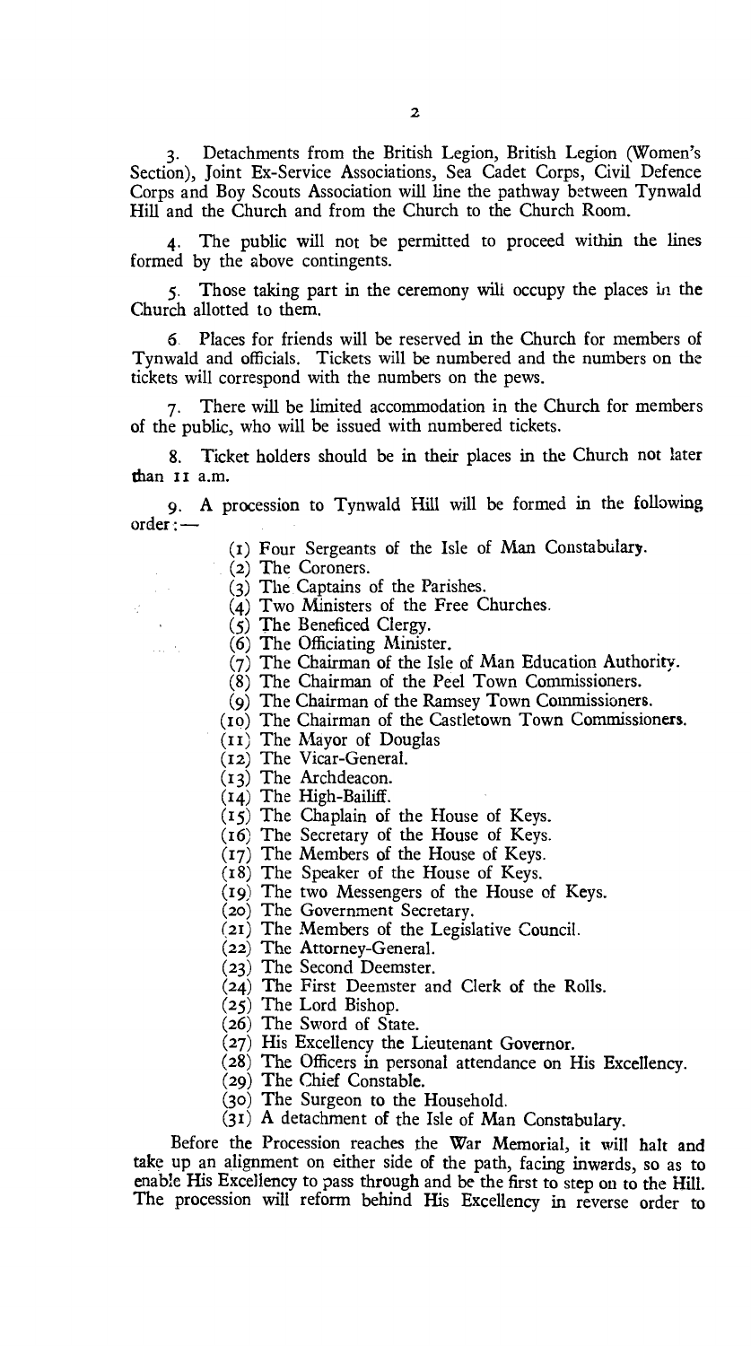3. Detachments from the British Legion, British Legion (Women's Section), Joint Ex-Service Associations, Sea Cadet Corps, Civil Defence Corps and Boy Scouts Association will line the pathway between Tynwald Hill and the Church and from the Church to the Church Room.

4. The public will not be permitted to proceed within the lines formed by the above contingents.

5. Those taking part in the ceremony will occupy the places in the Church allotted to them.

6. Places for friends will be reserved in the Church for members of Tynwald and officials. Tickets will be numbered and the numbers on the tickets will correspond with the numbers on the pews.

7. There will be limited accommodation in the Church for members of the public, who will be issued with numbered tickets.

8. Ticket holders should be in their places in the Church not later than 11 a.m.

9. A procession to Tynwald Hill will be formed in the following order:—

(1) Four Sergeants of the Isle of Man Constabulary.
(2) The Coroners.
(3) The Captains of the Parishes.
(4) Two Ministers of the Free Churches.
(5) The Beneficed Clergy.
(6) The Officiating Minister.
(7) The Chairman of the Isle of Man Education Authority.
(8) The Chairman of the Peel Town Commissioners.
(9) The Chairman of the Ramsey Town Commissioners.
(10) The Chairman of the Castletown Town Commissioners.
(11) The Mayor of Douglas
(12) The Vicar-General.
(13) The Archdeacon.
(14) The High-Bailiff.
(15) The Chaplain of the House of Keys.
(16) The Secretary of the House of Keys.
(17) The Members of the House of Keys.
(18) The Speaker of the House of Keys.
(19) The two Messengers of the House of Keys.
(20) The Government Secretary.
(21) The Members of the Legislative Council.
(22) The Attorney-General.
(23) The Second Deemster.
(24) The First Deemster and Clerk of the Rolls.
(25) The Lord Bishop.
(26) The Sword of State.
(27) His Excellency the Lieutenant Governor.
(28) The Officers in personal attendance on His Excellency.
(29) The Chief Constable.
(30) The Surgeon to the Household.
(31) A detachment of the Isle of Man Constabulary.

Before the Procession reaches the War Memorial, it will halt and take up an alignment on either side of the path, facing inwards, so as to enable His Excellency to pass through and be the first to step on to the Hill. The procession will reform behind His Excellency in reverse order to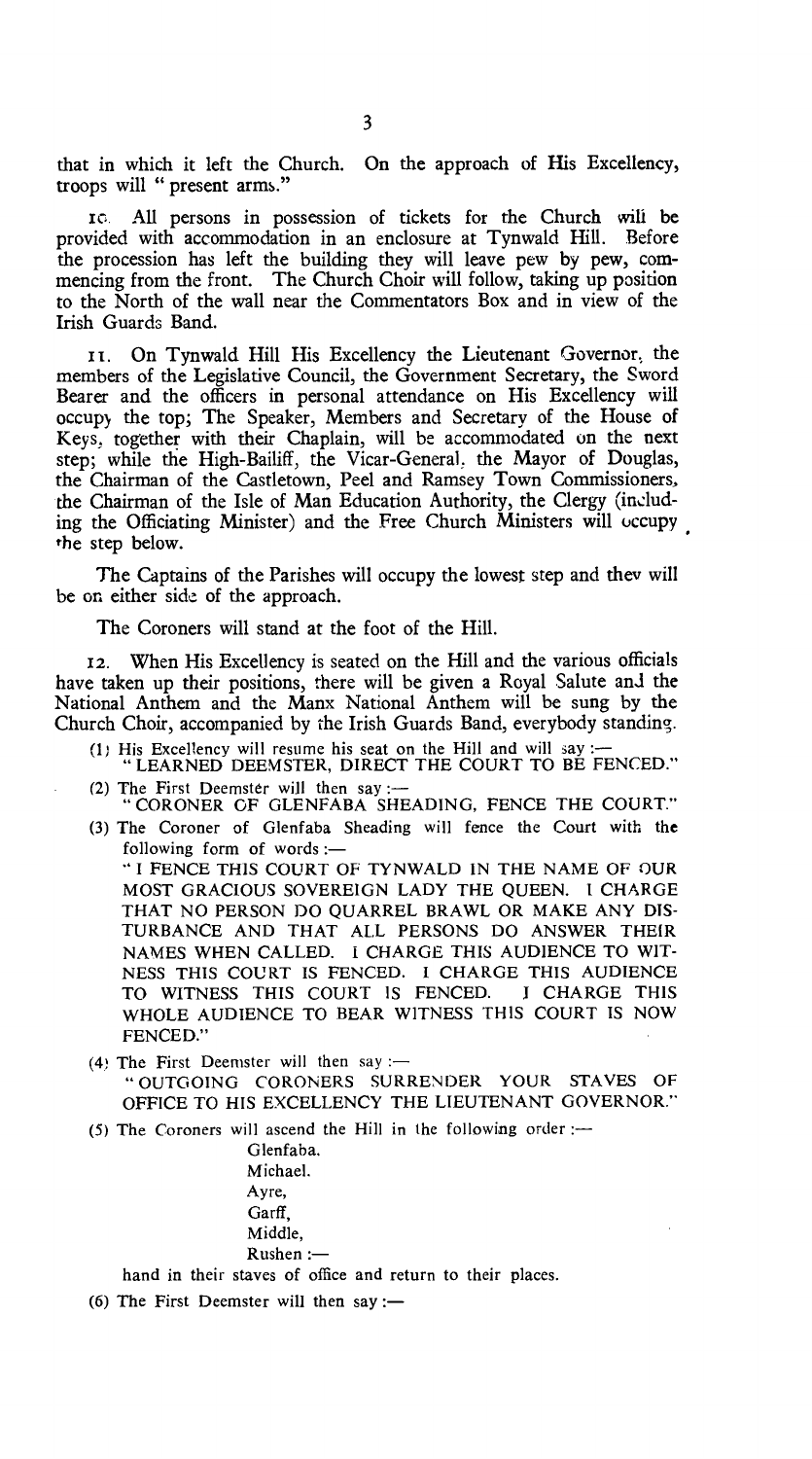that in which it left the Church. On the approach of His Excellency, troops will " present arms."

10. All persons in possession of tickets for the Church will be provided with accommodation in an enclosure at Tynwald Hill. Before the procession has left the building they will leave pew by pew, commencing from the front. The Church Choir will follow, taking up position to the North of the wall near the Commentators Box and in view of the Irish Guards Band.

11. On Tynwald Hill His Excellency the Lieutenant Governor, the members of the Legislative Council, the Government Secretary, the Sword Bearer and the officers in personal attendance on His Excellency will occupy the top; The Speaker, Members and Secretary of the House of Keys, together with their Chaplain, will be accommodated on the next step; while the High-Bailiff, the Vicar-General, the Mayor of Douglas, the Chairman of the Castletown, Peel and Ramsey Town Commissioners, the Chairman of the Isle of Man Education Authority, the Clergy (including the Officiating Minister) and the Free Church Ministers will occupy the step below.

The Captains of the Parishes will occupy the lowest step and they will be on either side of the approach.

The Coroners will stand at the foot of the Hill.

12. When His Excellency is seated on the Hill and the various officials have taken up their positions, there will be given a Royal Salute and the National Anthem and the Manx National Anthem will be sung by the Church Choir, accompanied by the Irish Guards Band, everybody standing.

(1) His Excellency will resume his seat on the Hill and will say :—
" LEARNED DEEMSTER, DIRECT THE COURT TO BE FENCED."

(2) The First Deemster will then say :—
" CORONER OF GLENFABA SHEADING, FENCE THE COURT."

(3) The Coroner of Glenfaba Sheading will fence the Court with the following form of words :—
" I FENCE THIS COURT OF TYNWALD IN THE NAME OF OUR MOST GRACIOUS SOVEREIGN LADY THE QUEEN. I CHARGE THAT NO PERSON DO QUARREL BRAWL OR MAKE ANY DISTURBANCE AND THAT ALL PERSONS DO ANSWER THEIR NAMES WHEN CALLED. I CHARGE THIS AUDIENCE TO WITNESS THIS COURT IS FENCED. I CHARGE THIS AUDIENCE TO WITNESS THIS COURT IS FENCED. I CHARGE THIS WHOLE AUDIENCE TO BEAR WITNESS THIS COURT IS NOW FENCED."

(4) The First Deemster will then say :—
" OUTGOING CORONERS SURRENDER YOUR STAVES OF OFFICE TO HIS EXCELLENCY THE LIEUTENANT GOVERNOR."

(5) The Coroners will ascend the Hill in the following order :—

Glenfaba,
Michael,
Ayre,
Garff,
Middle,
Rushen :—

hand in their staves of office and return to their places.

(6) The First Deemster will then say :—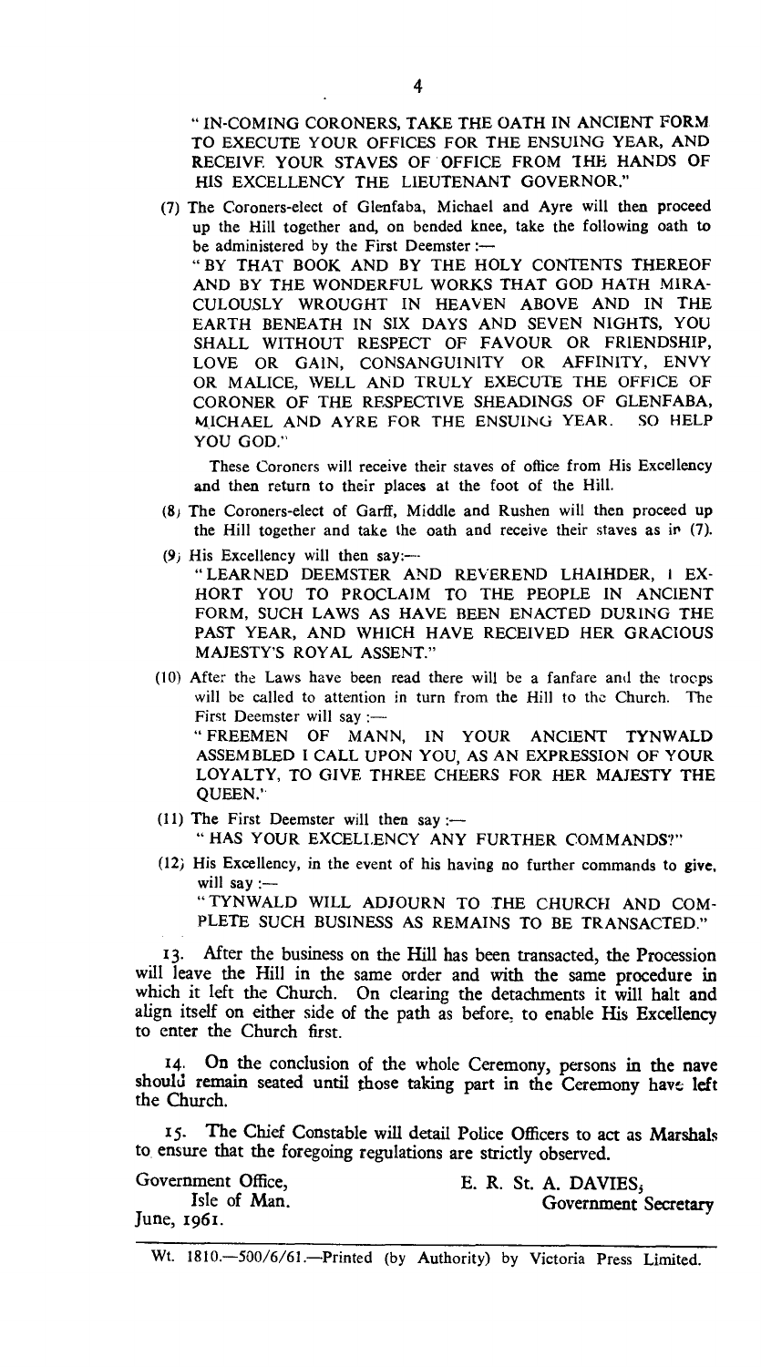"IN-COMING CORONERS, TAKE THE OATH IN ANCIENT FORM TO EXECUTE YOUR OFFICES FOR THE ENSUING YEAR, AND RECEIVE YOUR STAVES OF OFFICE FROM THE HANDS OF HIS EXCELLENCY THE LIEUTENANT GOVERNOR."

(7) The Coroners-elect of Glenfaba, Michael and Ayre will then proceed up the Hill together and, on bended knee, take the following oath to be administered by the First Deemster :—

"BY THAT BOOK AND BY THE HOLY CONTENTS THEREOF AND BY THE WONDERFUL WORKS THAT GOD HATH MIRACULOUSLY WROUGHT IN HEAVEN ABOVE AND IN THE EARTH BENEATH IN SIX DAYS AND SEVEN NIGHTS, YOU SHALL WITHOUT RESPECT OF FAVOUR OR FRIENDSHIP, LOVE OR GAIN, CONSANGUINITY OR AFFINITY, ENVY OR MALICE, WELL AND TRULY EXECUTE THE OFFICE OF CORONER OF THE RESPECTIVE SHEADINGS OF GLENFABA, MICHAEL AND AYRE FOR THE ENSUING YEAR. SO HELP YOU GOD."

These Coroners will receive their staves of office from His Excellency and then return to their places at the foot of the Hill.

(8) The Coroners-elect of Garff, Middle and Rushen will then proceed up the Hill together and take the oath and receive their staves as in (7).

(9) His Excellency will then say:—

"LEARNED DEEMSTER AND REVEREND LHAIHDER, I EXHORT YOU TO PROCLAIM TO THE PEOPLE IN ANCIENT FORM, SUCH LAWS AS HAVE BEEN ENACTED DURING THE PAST YEAR, AND WHICH HAVE RECEIVED HER GRACIOUS MAJESTY'S ROYAL ASSENT."

(10) After the Laws have been read there will be a fanfare and the troops will be called to attention in turn from the Hill to the Church. The First Deemster will say :—

"FREEMEN OF MANN, IN YOUR ANCIENT TYNWALD ASSEMBLED I CALL UPON YOU, AS AN EXPRESSION OF YOUR LOYALTY, TO GIVE THREE CHEERS FOR HER MAJESTY THE QUEEN."

(11) The First Deemster will then say :—

"HAS YOUR EXCELLENCY ANY FURTHER COMMANDS?"

(12) His Excellency, in the event of his having no further commands to give, will say :—

"TYNWALD WILL ADJOURN TO THE CHURCH AND COMPLETE SUCH BUSINESS AS REMAINS TO BE TRANSACTED."

13. After the business on the Hill has been transacted, the Procession will leave the Hill in the same order and with the same procedure in which it left the Church. On clearing the detachments it will halt and align itself on either side of the path as before, to enable His Excellency to enter the Church first.

14. On the conclusion of the whole Ceremony, persons in the nave should remain seated until those taking part in the Ceremony have left the Church.

15. The Chief Constable will detail Police Officers to act as Marshals to ensure that the foregoing regulations are strictly observed.

Government Office,
Isle of Man.
June, 1961.

E. R. St. A. DAVIES,
Government Secretary

Wt. 1810.—500/6/61.—Printed (by Authority) by Victoria Press Limited.